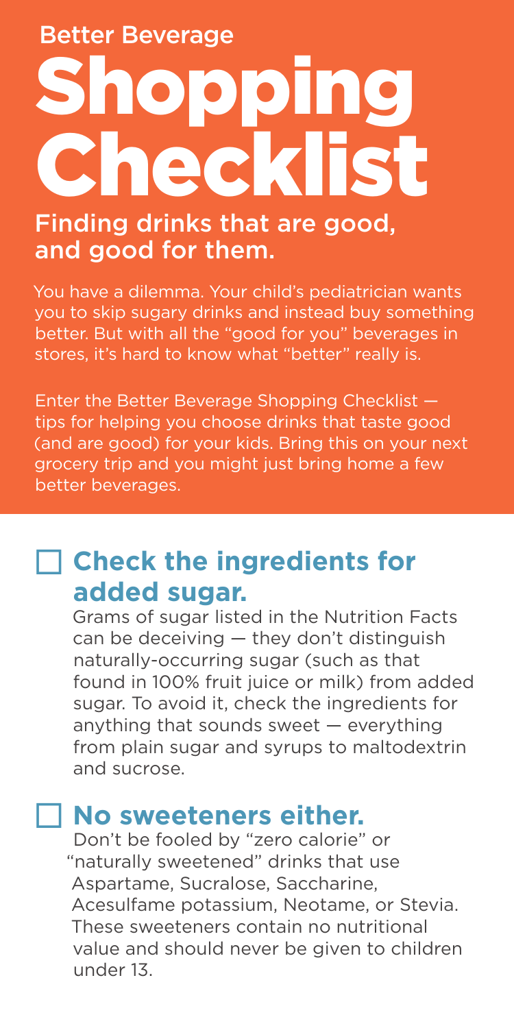Better Beverage

# Shopping Checklist

## Finding drinks that are good, and good for them.

You have a dilemma. Your child's pediatrician wants you to skip sugary drinks and instead buy something better. But with all the "good for you" beverages in stores, it's hard to know what "better" really is.

Enter the Better Beverage Shopping Checklist — tips for helping you choose drinks that taste good (and are good) for your kids. Bring this on your next grocery trip and you might just bring home a few better beverages.

- [ ] **Check the ingredients for added sugar.**
  Grams of sugar listed in the Nutrition Facts can be deceiving — they don't distinguish naturally-occurring sugar (such as that found in 100% fruit juice or milk) from added sugar. To avoid it, check the ingredients for anything that sounds sweet — everything from plain sugar and syrups to maltodextrin and sucrose.

- [ ] **No sweeteners either.**
  Don't be fooled by "zero calorie" or "naturally sweetened" drinks that use Aspartame, Sucralose, Saccharine, Acesulfame potassium, Neotame, or Stevia. These sweeteners contain no nutritional value and should never be given to children under 13.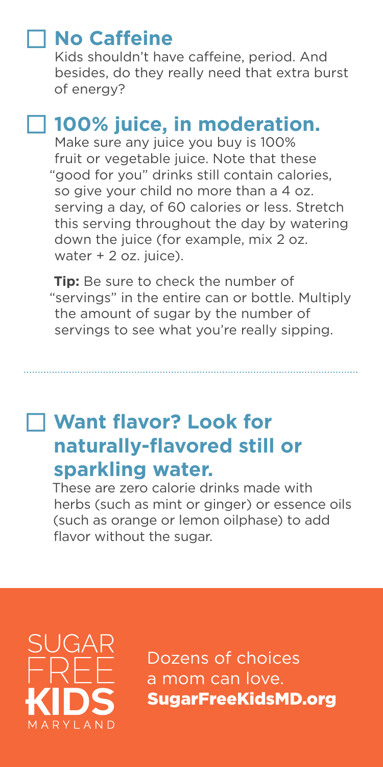## ☐ No Caffeine

Kids shouldn't have caffeine, period. And besides, do they really need that extra burst of energy?

## ☐ 100% juice, in moderation.

Make sure any juice you buy is 100% fruit or vegetable juice. Note that these "good for you" drinks still contain calories, so give your child no more than a 4 oz. serving a day, of 60 calories or less. Stretch this serving throughout the day by watering down the juice (for example, mix 2 oz. water + 2 oz. juice).

**Tip:** Be sure to check the number of "servings" in the entire can or bottle. Multiply the amount of sugar by the number of servings to see what you're really sipping.

---

## ☐ Want flavor? Look for naturally-flavored still or sparkling water.

These are zero calorie drinks made with herbs (such as mint or ginger) or essence oils (such as orange or lemon oilphase) to add flavor without the sugar.

SUGAR FREE KIDS MARYLAND

Dozens of choices a mom can love.
**SugarFreeKidsMD.org**